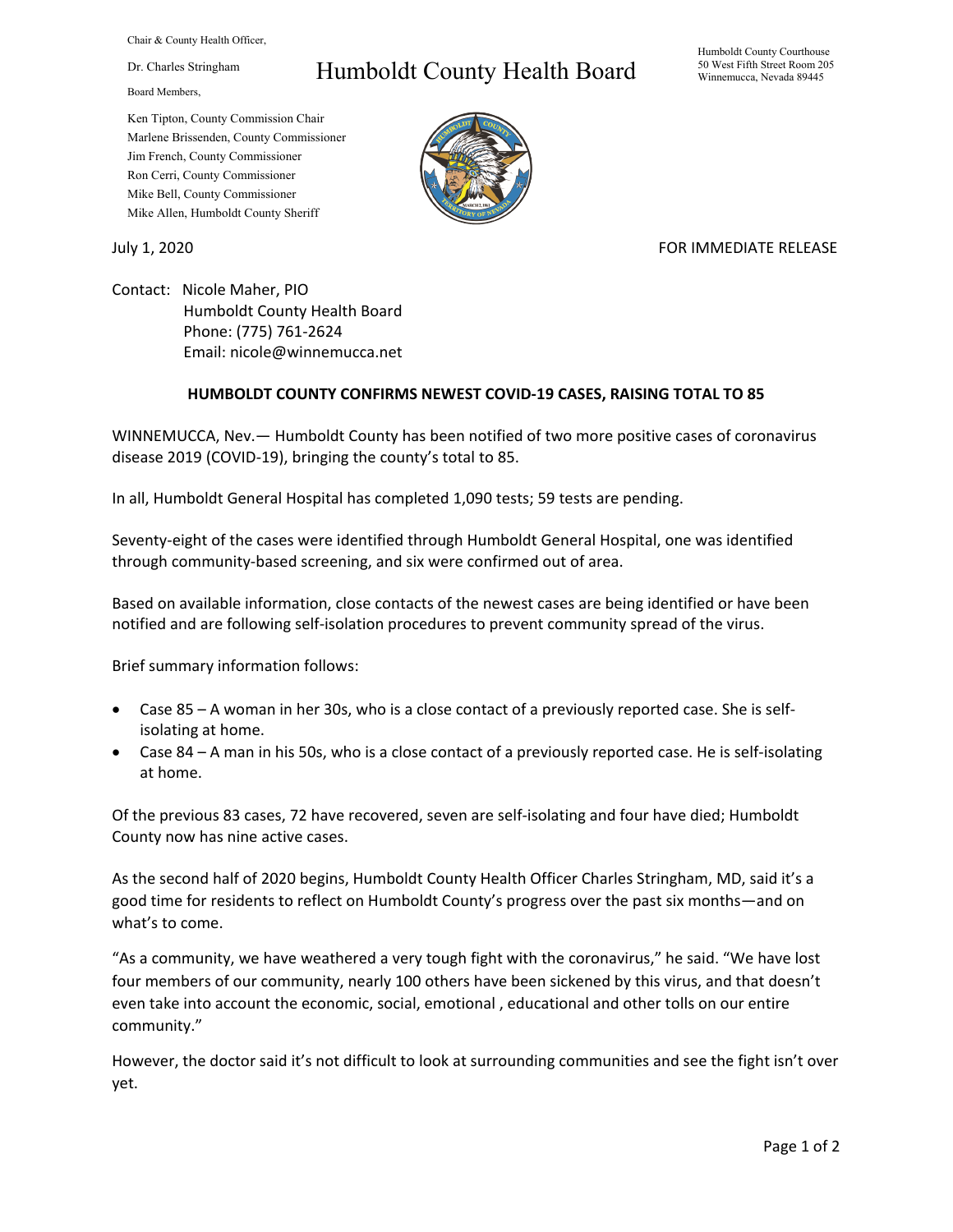Chair & County Health Officer,

Dr. Charles Stringham

Board Members,

Ken Tipton, County Commission Chair
Marlene Brissenden, County Commissioner
Jim French, County Commissioner
Ron Cerri, County Commissioner
Mike Bell, County Commissioner
Mike Allen, Humboldt County Sheriff

# Humboldt County Health Board

Humboldt County Courthouse
50 West Fifth Street Room 205
Winnemucca, Nevada 89445

July 1, 2020

FOR IMMEDIATE RELEASE

Contact: Nicole Maher, PIO
Humboldt County Health Board
Phone: (775) 761-2624
Email: nicole@winnemucca.net

**HUMBOLDT COUNTY CONFIRMS NEWEST COVID-19 CASES, RAISING TOTAL TO 85**

WINNEMUCCA, Nev.— Humboldt County has been notified of two more positive cases of coronavirus disease 2019 (COVID-19), bringing the county's total to 85.

In all, Humboldt General Hospital has completed 1,090 tests; 59 tests are pending.

Seventy-eight of the cases were identified through Humboldt General Hospital, one was identified through community-based screening, and six were confirmed out of area.

Based on available information, close contacts of the newest cases are being identified or have been notified and are following self-isolation procedures to prevent community spread of the virus.

Brief summary information follows:

- Case 85 – A woman in her 30s, who is a close contact of a previously reported case. She is self-isolating at home.
- Case 84 – A man in his 50s, who is a close contact of a previously reported case. He is self-isolating at home.

Of the previous 83 cases, 72 have recovered, seven are self-isolating and four have died; Humboldt County now has nine active cases.

As the second half of 2020 begins, Humboldt County Health Officer Charles Stringham, MD, said it's a good time for residents to reflect on Humboldt County's progress over the past six months—and on what's to come.

"As a community, we have weathered a very tough fight with the coronavirus," he said. "We have lost four members of our community, nearly 100 others have been sickened by this virus, and that doesn't even take into account the economic, social, emotional , educational and other tolls on our entire community."

However, the doctor said it's not difficult to look at surrounding communities and see the fight isn't over yet.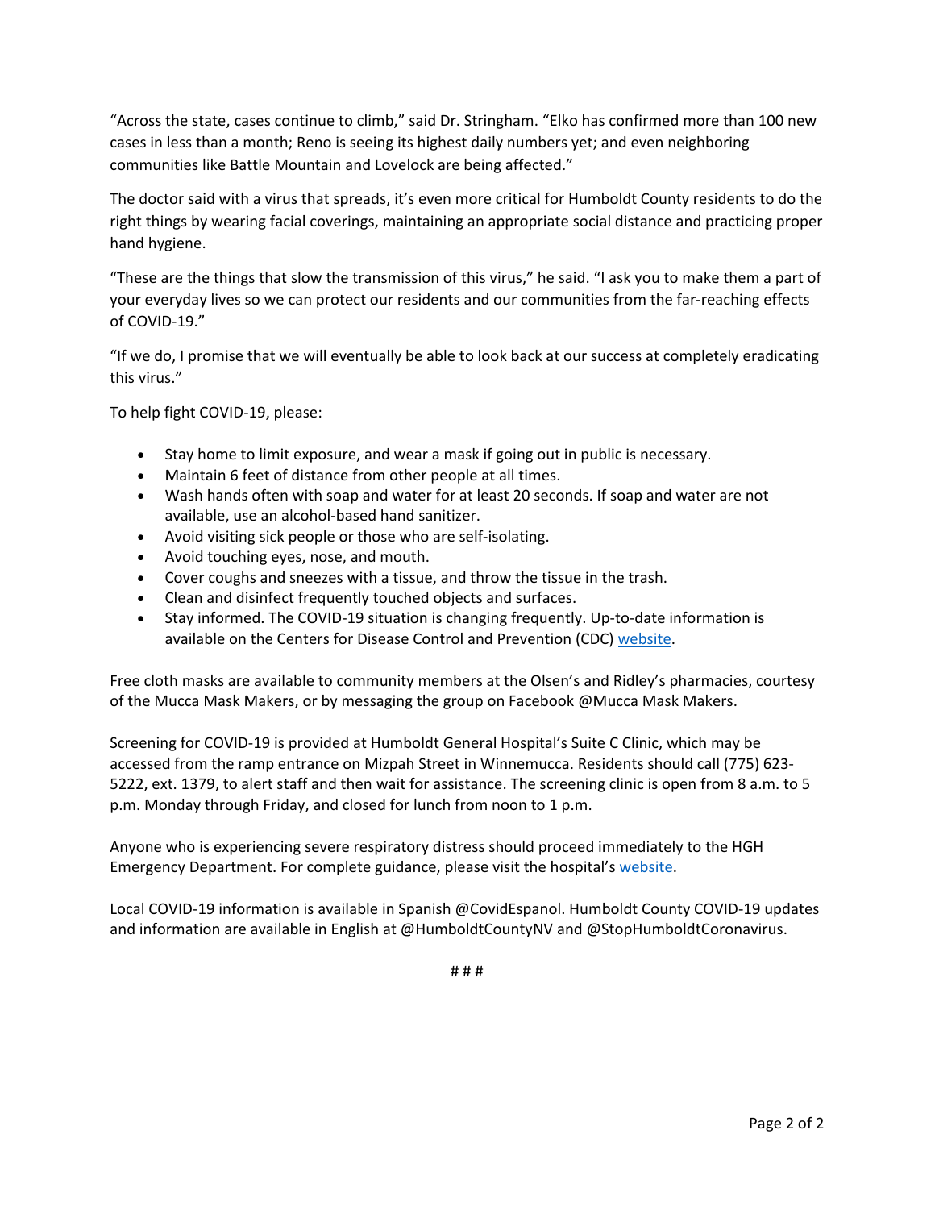"Across the state, cases continue to climb," said Dr. Stringham. "Elko has confirmed more than 100 new cases in less than a month; Reno is seeing its highest daily numbers yet; and even neighboring communities like Battle Mountain and Lovelock are being affected."

The doctor said with a virus that spreads, it's even more critical for Humboldt County residents to do the right things by wearing facial coverings, maintaining an appropriate social distance and practicing proper hand hygiene.

"These are the things that slow the transmission of this virus," he said. "I ask you to make them a part of your everyday lives so we can protect our residents and our communities from the far-reaching effects of COVID-19."

"If we do, I promise that we will eventually be able to look back at our success at completely eradicating this virus."

To help fight COVID-19, please:

- Stay home to limit exposure, and wear a mask if going out in public is necessary.
- Maintain 6 feet of distance from other people at all times.
- Wash hands often with soap and water for at least 20 seconds. If soap and water are not available, use an alcohol-based hand sanitizer.
- Avoid visiting sick people or those who are self-isolating.
- Avoid touching eyes, nose, and mouth.
- Cover coughs and sneezes with a tissue, and throw the tissue in the trash.
- Clean and disinfect frequently touched objects and surfaces.
- Stay informed. The COVID-19 situation is changing frequently. Up-to-date information is available on the Centers for Disease Control and Prevention (CDC) website.

Free cloth masks are available to community members at the Olsen's and Ridley's pharmacies, courtesy of the Mucca Mask Makers, or by messaging the group on Facebook @Mucca Mask Makers.

Screening for COVID-19 is provided at Humboldt General Hospital's Suite C Clinic, which may be accessed from the ramp entrance on Mizpah Street in Winnemucca. Residents should call (775) 623-5222, ext. 1379, to alert staff and then wait for assistance. The screening clinic is open from 8 a.m. to 5 p.m. Monday through Friday, and closed for lunch from noon to 1 p.m.

Anyone who is experiencing severe respiratory distress should proceed immediately to the HGH Emergency Department. For complete guidance, please visit the hospital's website.

Local COVID-19 information is available in Spanish @CovidEspanol. Humboldt County COVID-19 updates and information are available in English at @HumboldtCountyNV and @StopHumboldtCoronavirus.

# # #